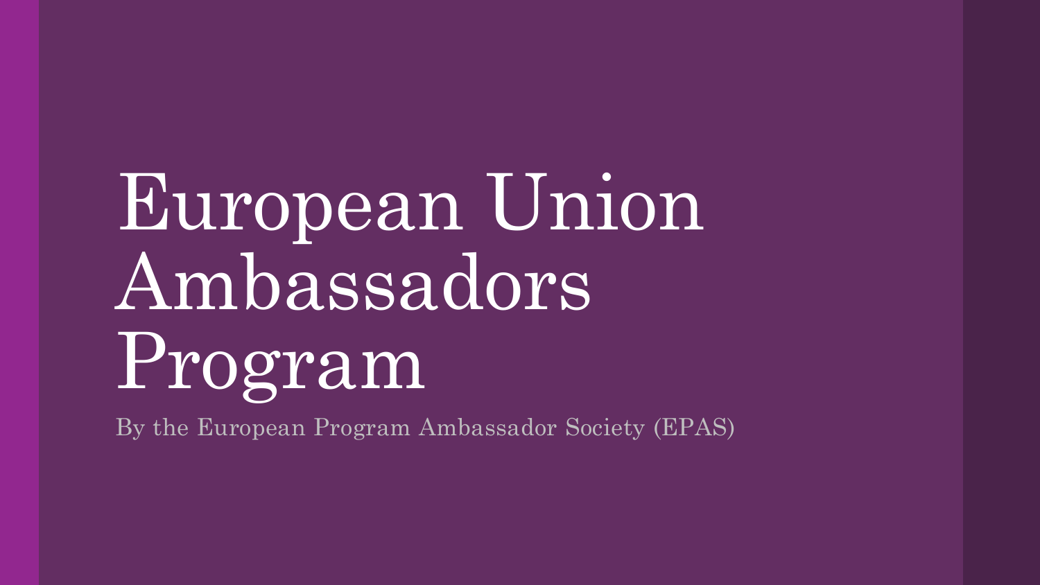# European Union Ambassadors Program

By the European Program Ambassador Society (EPAS)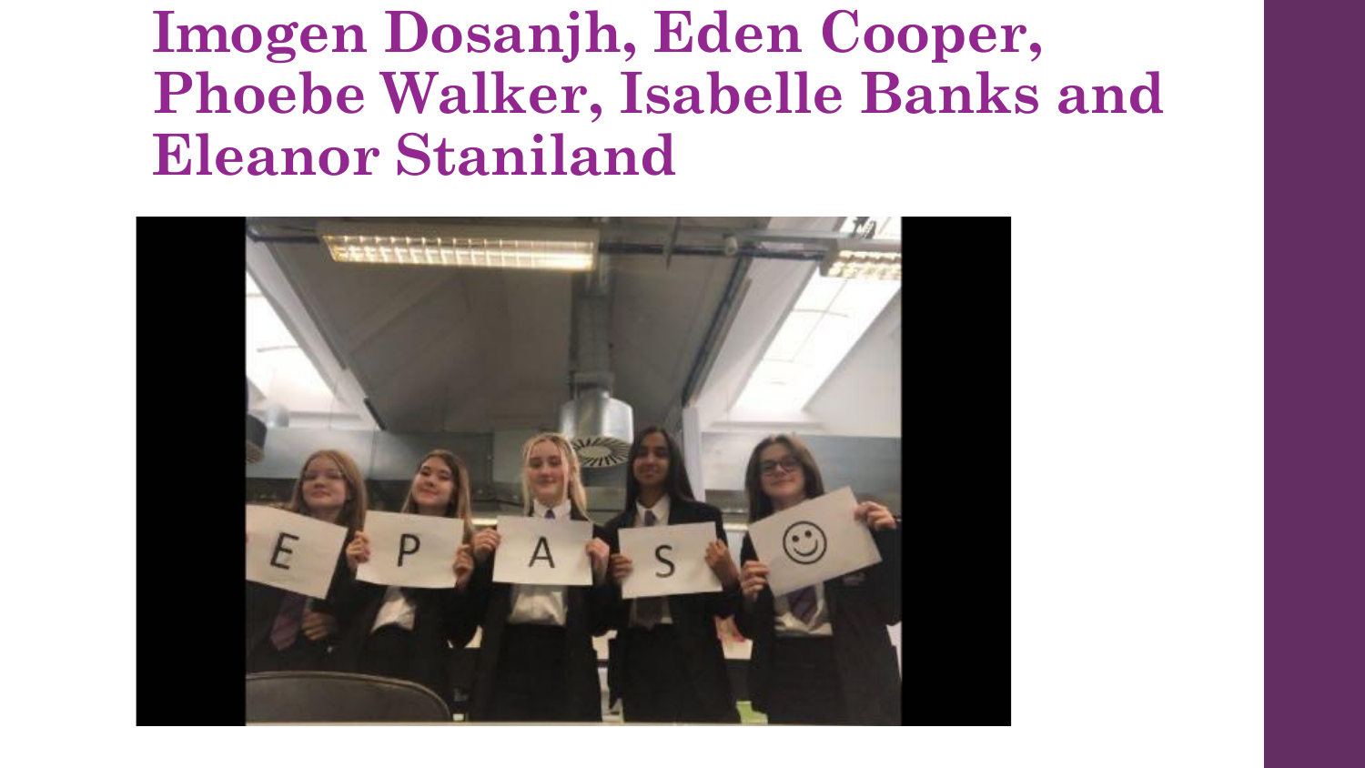# Imogen Dosanjh, Eden Cooper, Phoebe Walker, Isabelle Banks and Eleanor Staniland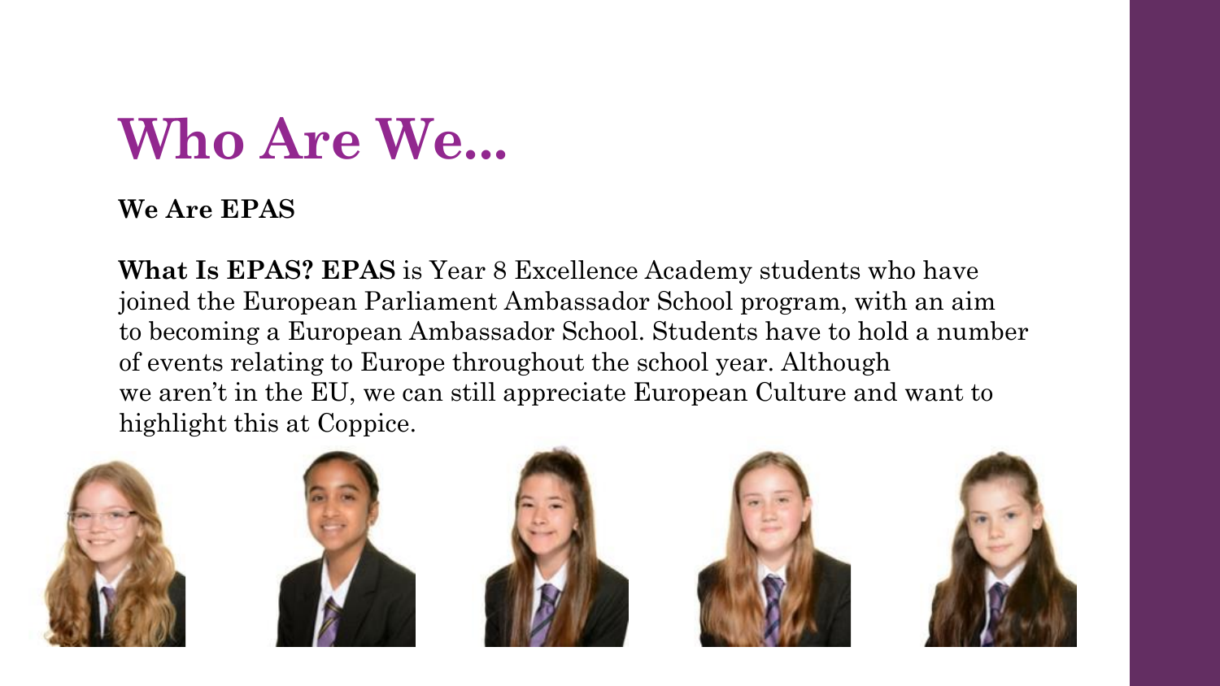# Who Are We...

**We Are EPAS**

**What Is EPAS? EPAS** is Year 8 Excellence Academy students who have joined the European Parliament Ambassador School program, with an aim to becoming a European Ambassador School. Students have to hold a number of events relating to Europe throughout the school year. Although we aren't in the EU, we can still appreciate European Culture and want to highlight this at Coppice.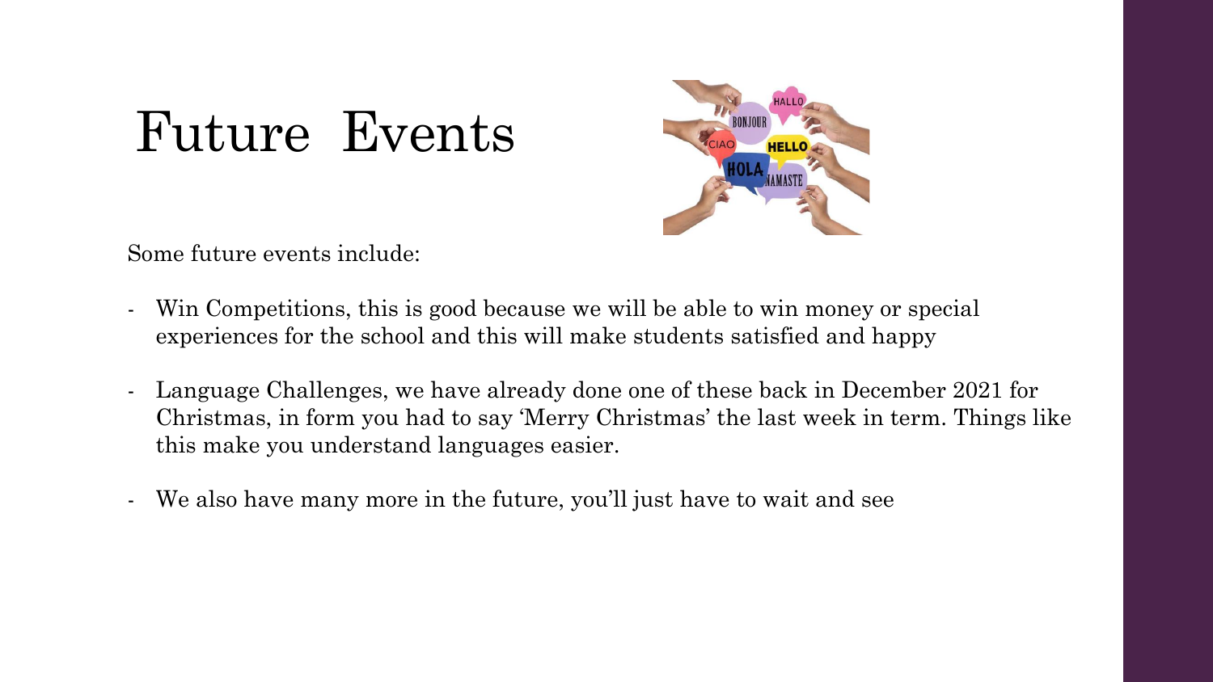# Future Events

Some future events include:

- Win Competitions, this is good because we will be able to win money or special experiences for the school and this will make students satisfied and happy
- Language Challenges, we have already done one of these back in December 2021 for Christmas, in form you had to say 'Merry Christmas' the last week in term. Things like this make you understand languages easier.
- We also have many more in the future, you'll just have to wait and see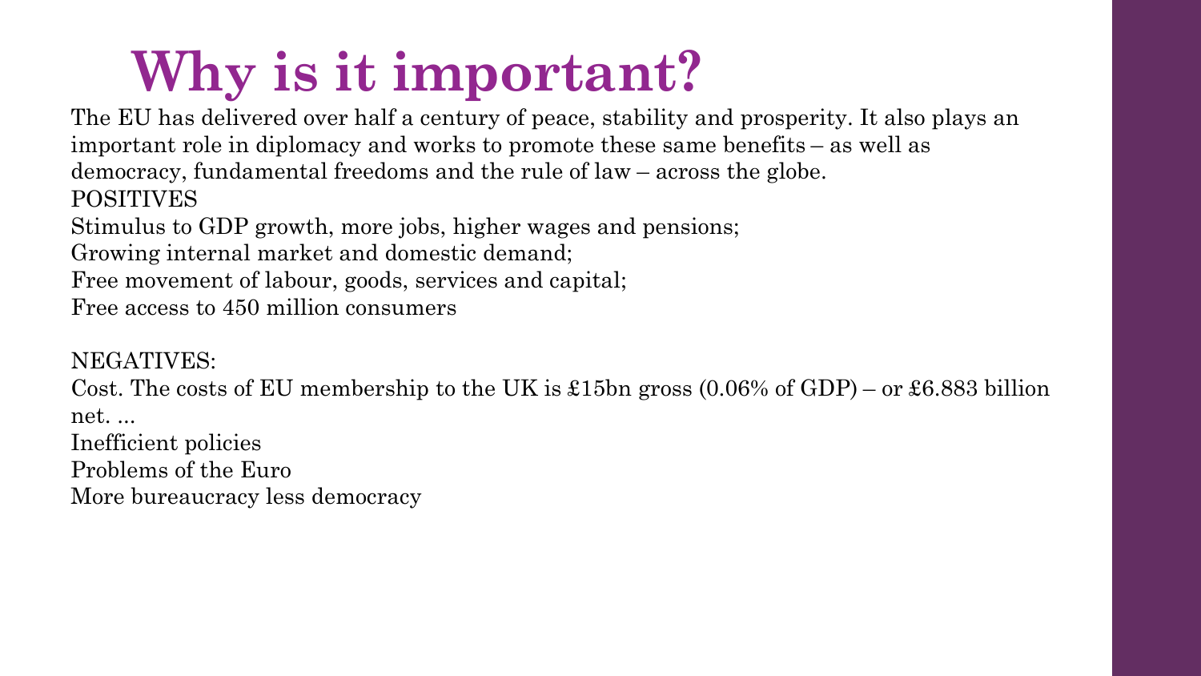# Why is it important?

The EU has delivered over half a century of peace, stability and prosperity. It also plays an important role in diplomacy and works to promote these same benefits – as well as democracy, fundamental freedoms and the rule of law – across the globe.

POSITIVES

Stimulus to GDP growth, more jobs, higher wages and pensions;
Growing internal market and domestic demand;
Free movement of labour, goods, services and capital;
Free access to 450 million consumers

NEGATIVES:

Cost. The costs of EU membership to the UK is £15bn gross (0.06% of GDP) – or £6.883 billion net. ...
Inefficient policies
Problems of the Euro
More bureaucracy less democracy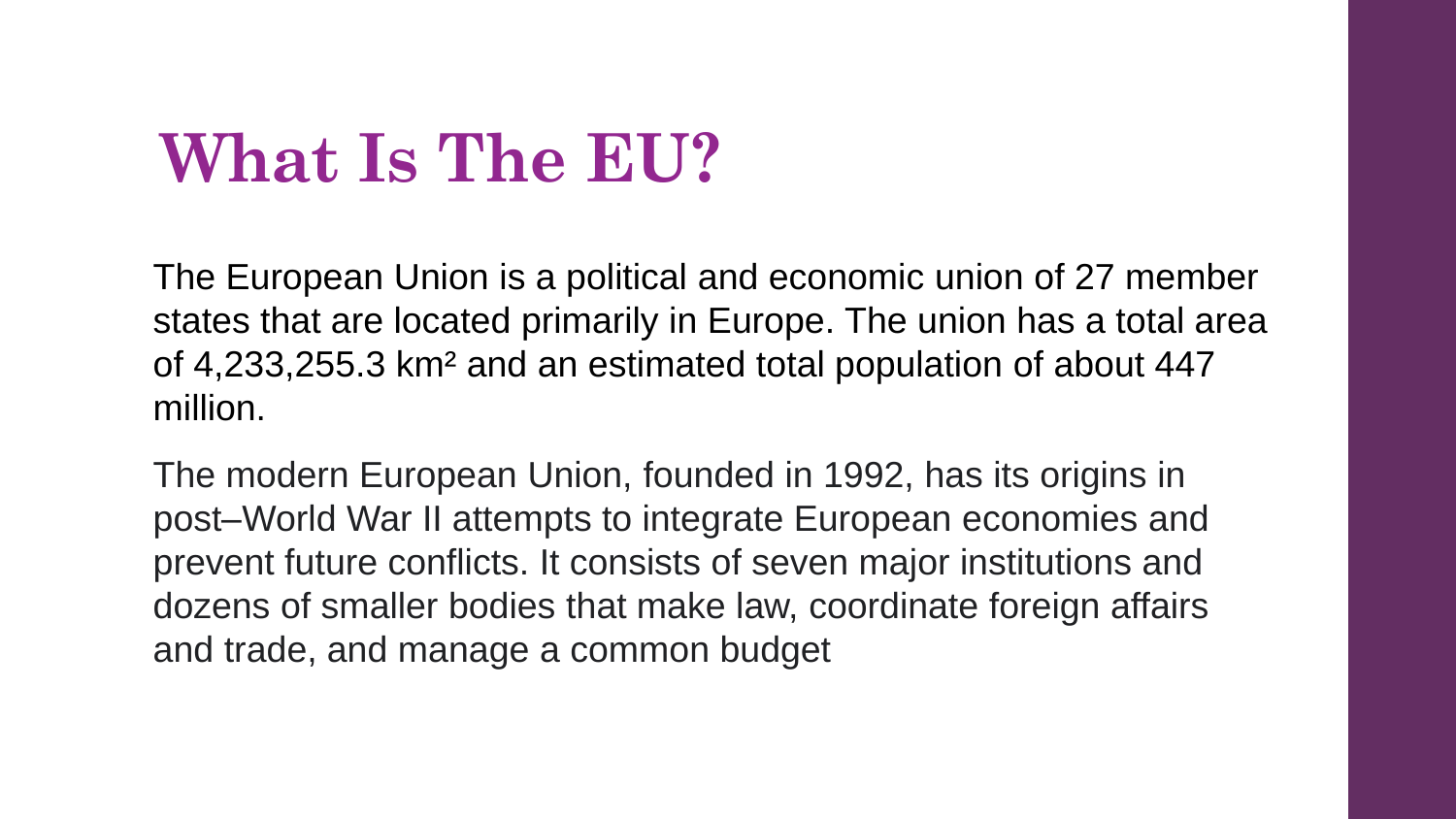# What Is The EU?

The European Union is a political and economic union of 27 member states that are located primarily in Europe. The union has a total area of 4,233,255.3 $km^2$ and an estimated total population of about 447 million.

The modern European Union, founded in 1992, has its origins in post–World War II attempts to integrate European economies and prevent future conflicts. It consists of seven major institutions and dozens of smaller bodies that make law, coordinate foreign affairs and trade, and manage a common budget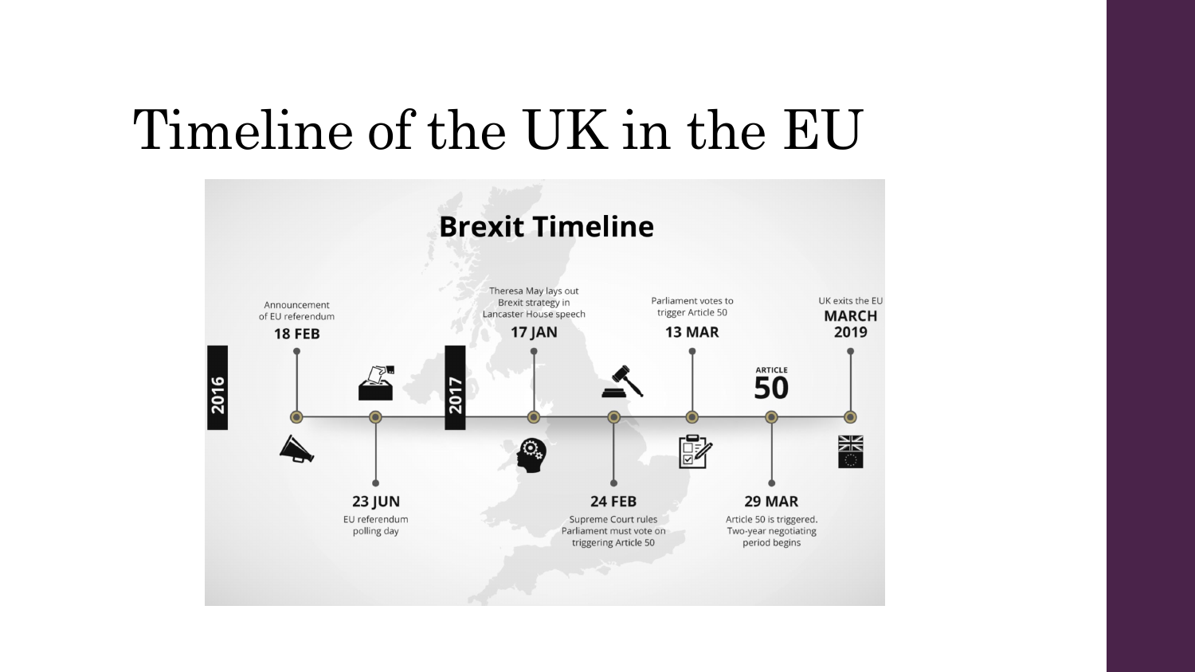# Timeline of the UK in the EU

## Brexit Timeline

**2016**

- **18 FEB** — Announcement of EU referendum
- **23 JUN** — EU referendum polling day

**2017**

- **17 JAN** — Theresa May lays out Brexit strategy in Lancaster House speech
- **24 FEB** — Supreme Court rules Parliament must vote on triggering Article 50
- **13 MAR** — Parliament votes to trigger Article 50
- **29 MAR** — Article 50 is triggered. Two-year negotiating period begins
- **MARCH 2019** — UK exits the EU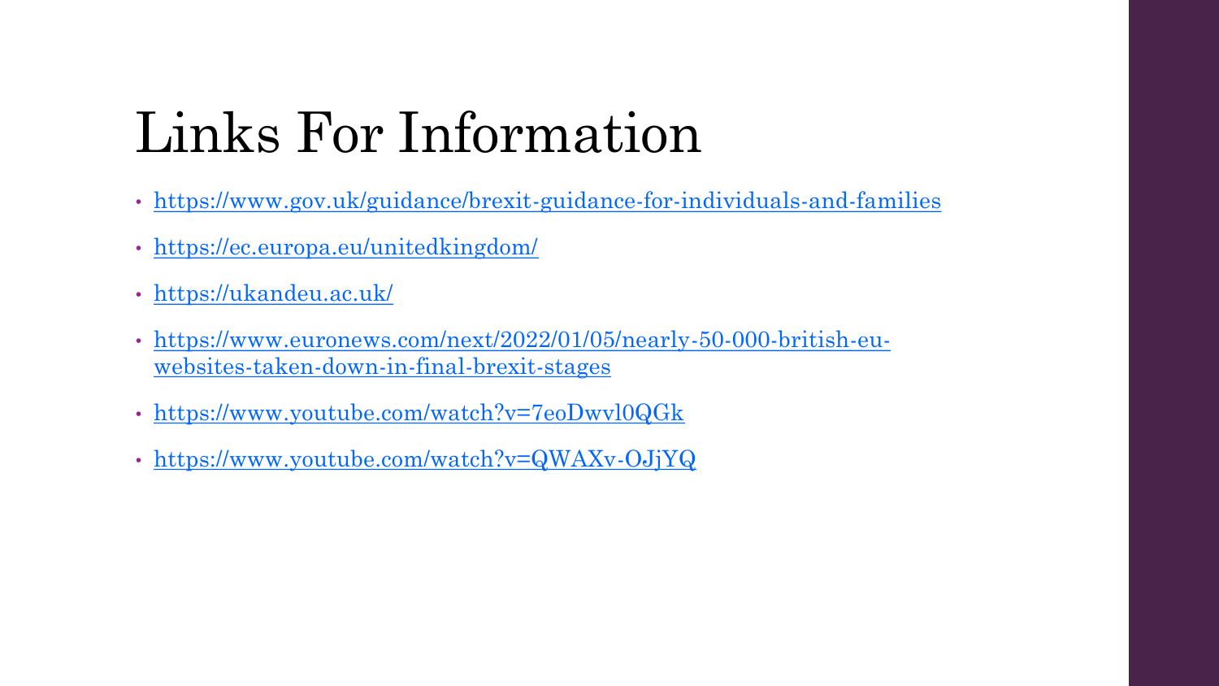# Links For Information

- https://www.gov.uk/guidance/brexit-guidance-for-individuals-and-families
- https://ec.europa.eu/unitedkingdom/
- https://ukandeu.ac.uk/
- https://www.euronews.com/next/2022/01/05/nearly-50-000-british-eu-websites-taken-down-in-final-brexit-stages
- https://www.youtube.com/watch?v=7eoDwvl0QGk
- https://www.youtube.com/watch?v=QWAXv-OJjYQ